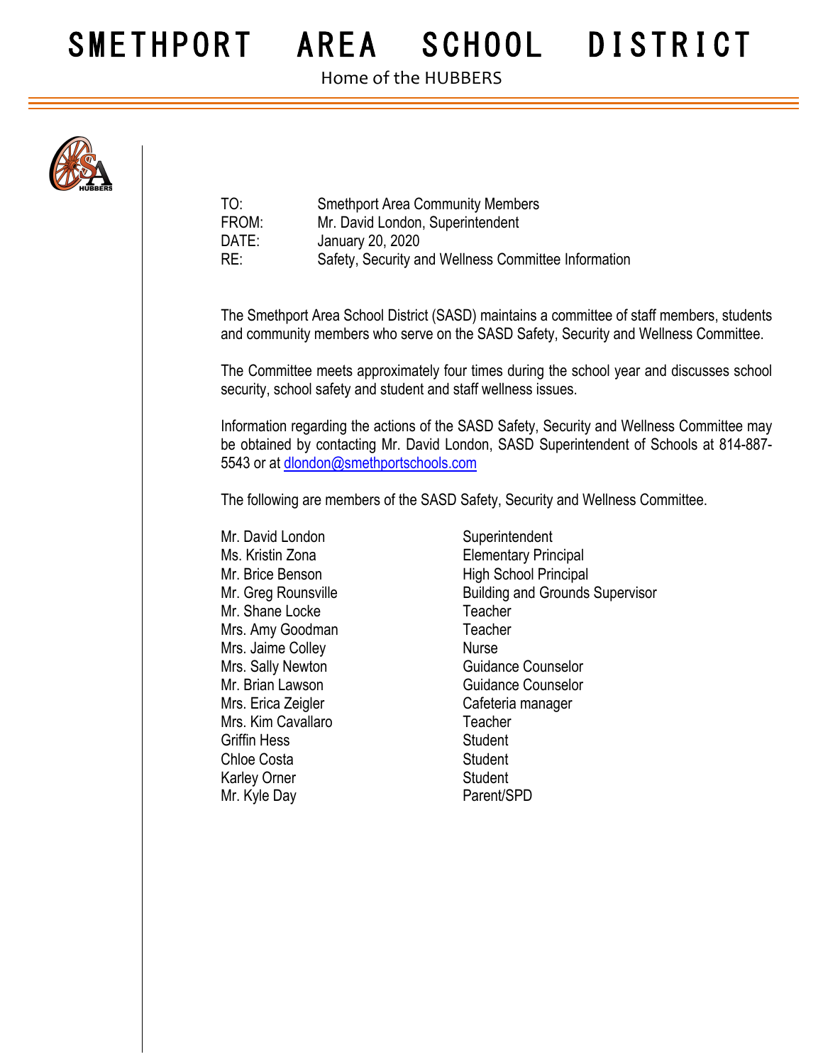# SMETHPORT AREA SCHOOL DISTRICT

Home of the HUBBERS

| | |
|---|---|
| TO: | Smethport Area Community Members |
| FROM: | Mr. David London, Superintendent |
| DATE: | January 20, 2020 |
| RE: | Safety, Security and Wellness Committee Information |

The Smethport Area School District (SASD) maintains a committee of staff members, students and community members who serve on the SASD Safety, Security and Wellness Committee.

The Committee meets approximately four times during the school year and discusses school security, school safety and student and staff wellness issues.

Information regarding the actions of the SASD Safety, Security and Wellness Committee may be obtained by contacting Mr. David London, SASD Superintendent of Schools at 814-887-5543 or at dlondon@smethportschools.com

The following are members of the SASD Safety, Security and Wellness Committee.

| | |
|---|---|
| Mr. David London | Superintendent |
| Ms. Kristin Zona | Elementary Principal |
| Mr. Brice Benson | High School Principal |
| Mr. Greg Rounsville | Building and Grounds Supervisor |
| Mr. Shane Locke | Teacher |
| Mrs. Amy Goodman | Teacher |
| Mrs. Jaime Colley | Nurse |
| Mrs. Sally Newton | Guidance Counselor |
| Mr. Brian Lawson | Guidance Counselor |
| Mrs. Erica Zeigler | Cafeteria manager |
| Mrs. Kim Cavallaro | Teacher |
| Griffin Hess | Student |
| Chloe Costa | Student |
| Karley Orner | Student |
| Mr. Kyle Day | Parent/SPD |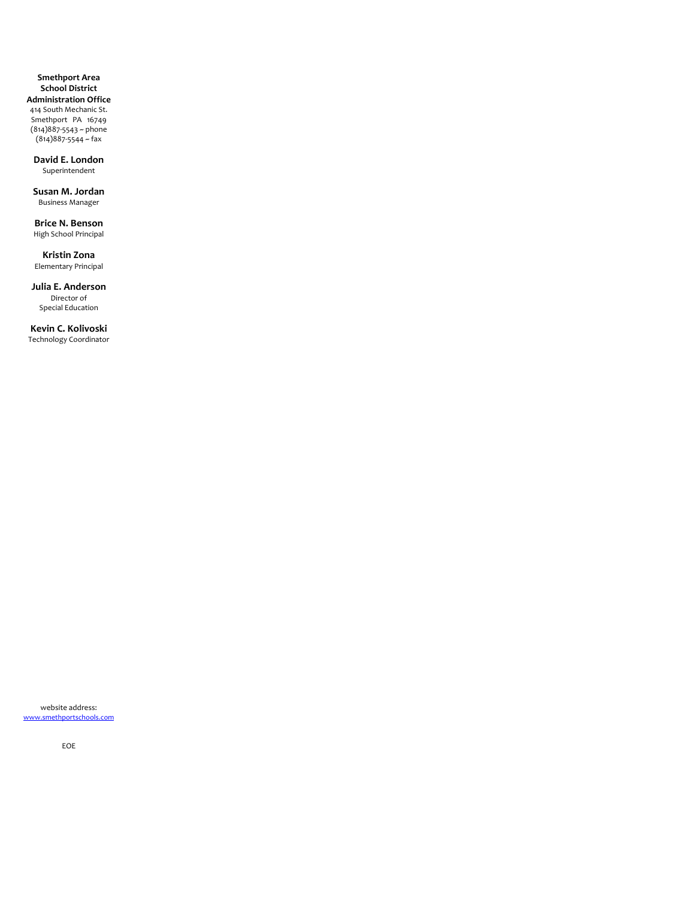**Smethport Area School District Administration Office**
414 South Mechanic St.
Smethport PA 16749
(814)887-5543 ~ phone
(814)887-5544 ~ fax

**David E. London**
Superintendent

**Susan M. Jordan**
Business Manager

**Brice N. Benson**
High School Principal

**Kristin Zona**
Elementary Principal

**Julia E. Anderson**
Director of Special Education

**Kevin C. Kolivoski**
Technology Coordinator

website address:
www.smethportschools.com

EOE